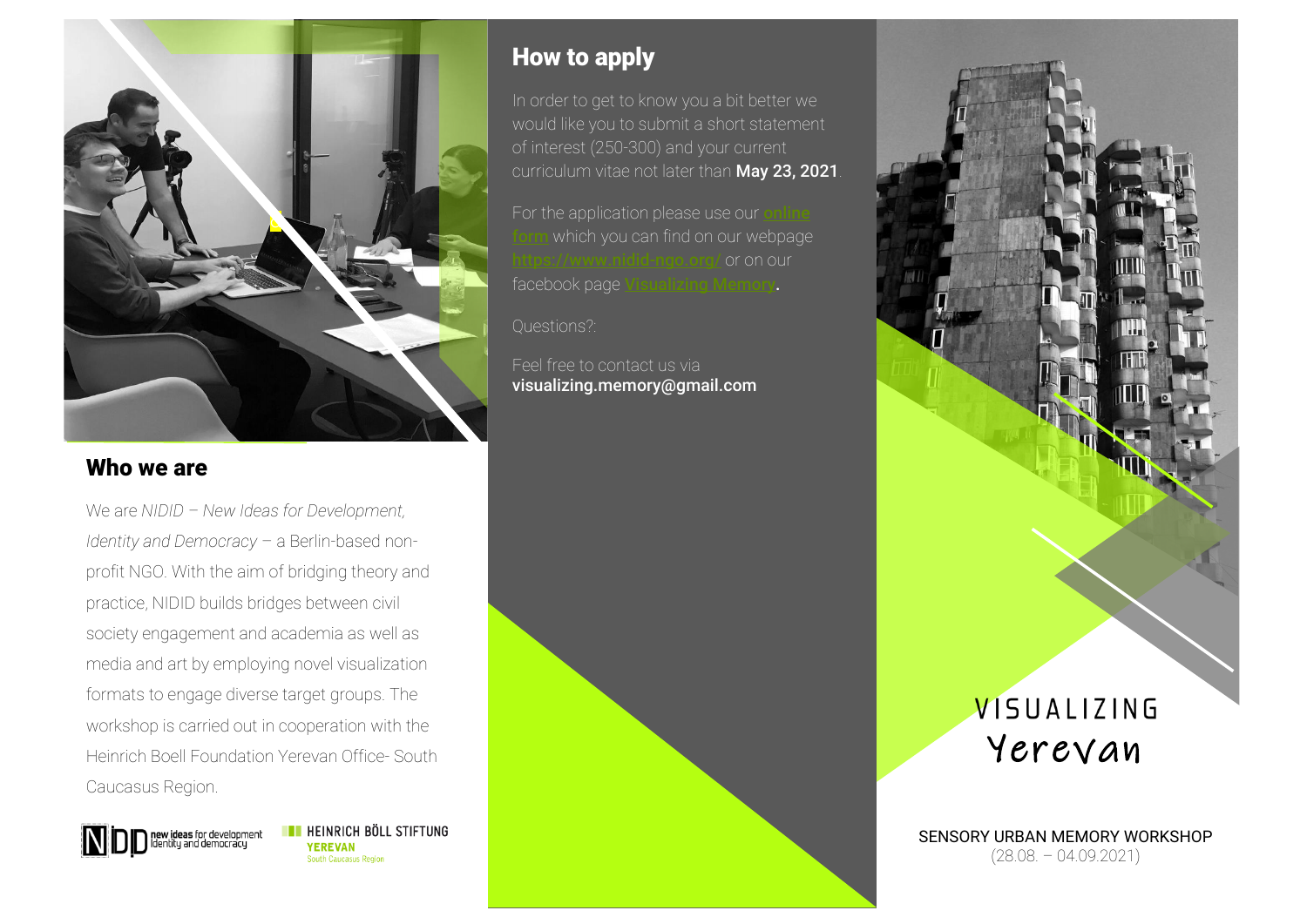## Who we are

We are *NIDID – New Ideas for Development, Identity and Democracy* – a Berlin-based non-profit NGO. With the aim of bridging theory and practice, NIDID builds bridges between civil society engagement and academia as well as media and art by employing novel visualization formats to engage diverse target groups. The workshop is carried out in cooperation with the Heinrich Boell Foundation Yerevan Office- South Caucasus Region.

NIDID new ideas for development identity and democracy

HEINRICH BÖLL STIFTUNG YEREVAN South Caucasus Region

## How to apply

In order to get to know you a bit better we would like you to submit a short statement of interest (250-300) and your current curriculum vitae not later than **May 23, 2021**.

For the application please use our online form which you can find on our webpage https://www.nidid-ngo.org/ or on our facebook page Visualizing Memory.

Questions?:

Feel free to contact us via **visualizing.memory@gmail.com**

# VISUALIZING Yerevan

SENSORY URBAN MEMORY WORKSHOP
(28.08. – 04.09.2021)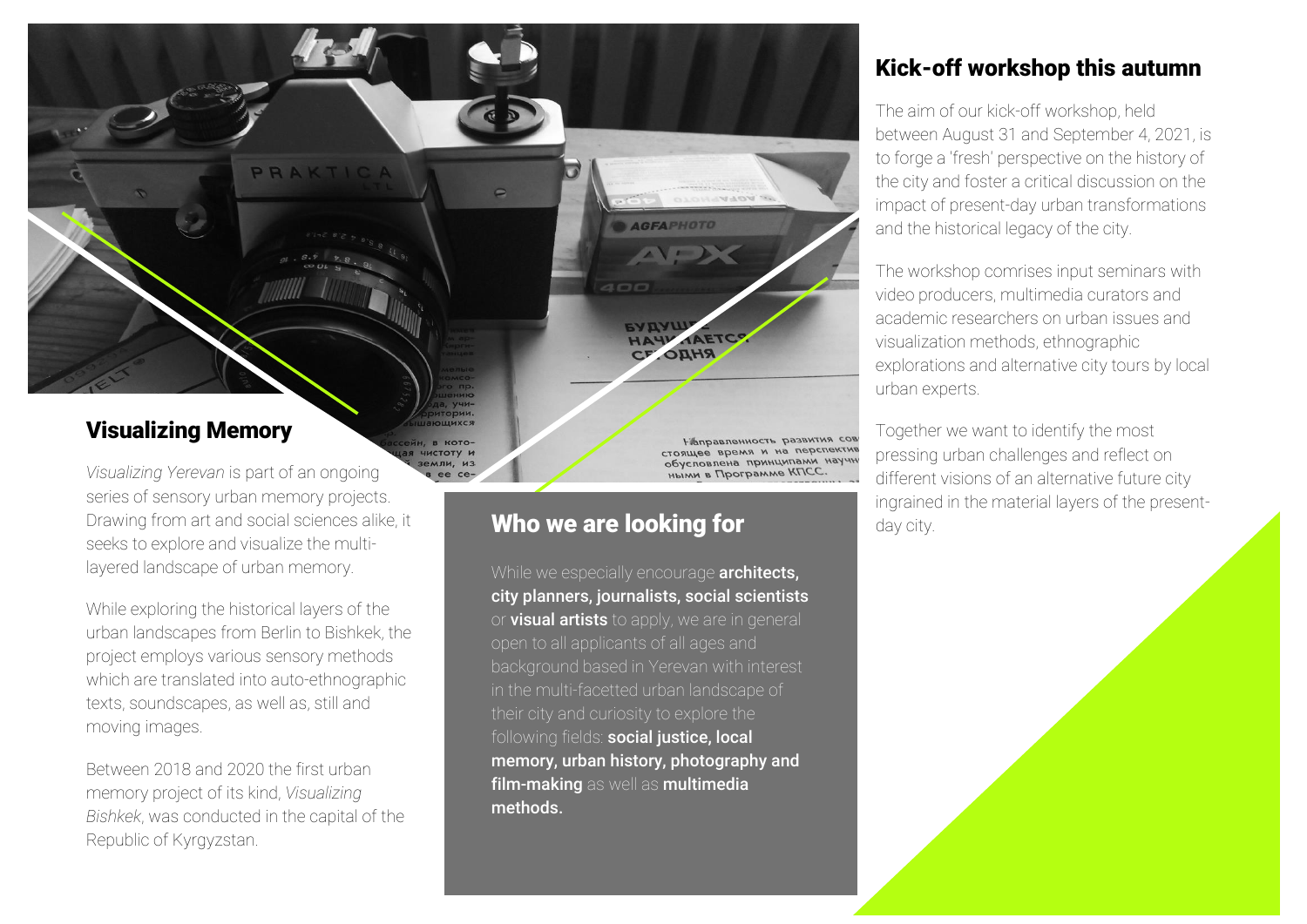## Visualizing Memory

*Visualizing Yerevan* is part of an ongoing series of sensory urban memory projects. Drawing from art and social sciences alike, it seeks to explore and visualize the multi-layered landscape of urban memory.

While exploring the historical layers of the urban landscapes from Berlin to Bishkek, the project employs various sensory methods which are translated into auto-ethnographic texts, soundscapes, as well as, still and moving images.

Between 2018 and 2020 the first urban memory project of its kind, *Visualizing Bishkek*, was conducted in the capital of the Republic of Kyrgyzstan.

## Who we are looking for

While we especially encourage **architects, city planners, journalists, social scientists** or **visual artists** to apply, we are in general open to all applicants of all ages and background based in Yerevan with interest in the multi-facetted urban landscape of their city and curiosity to explore the following fields: **social justice, local memory, urban history, photography and film-making** as well as **multimedia methods.**

## Kick-off workshop this autumn

The aim of our kick-off workshop, held between August 31 and September 4, 2021, is to forge a 'fresh' perspective on the history of the city and foster a critical discussion on the impact of present-day urban transformations and the historical legacy of the city.

The workshop comrises input seminars with video producers, multimedia curators and academic researchers on urban issues and visualization methods, ethnographic explorations and alternative city tours by local urban experts.

Together we want to identify the most pressing urban challenges and reflect on different visions of an alternative future city ingrained in the material layers of the present-day city.